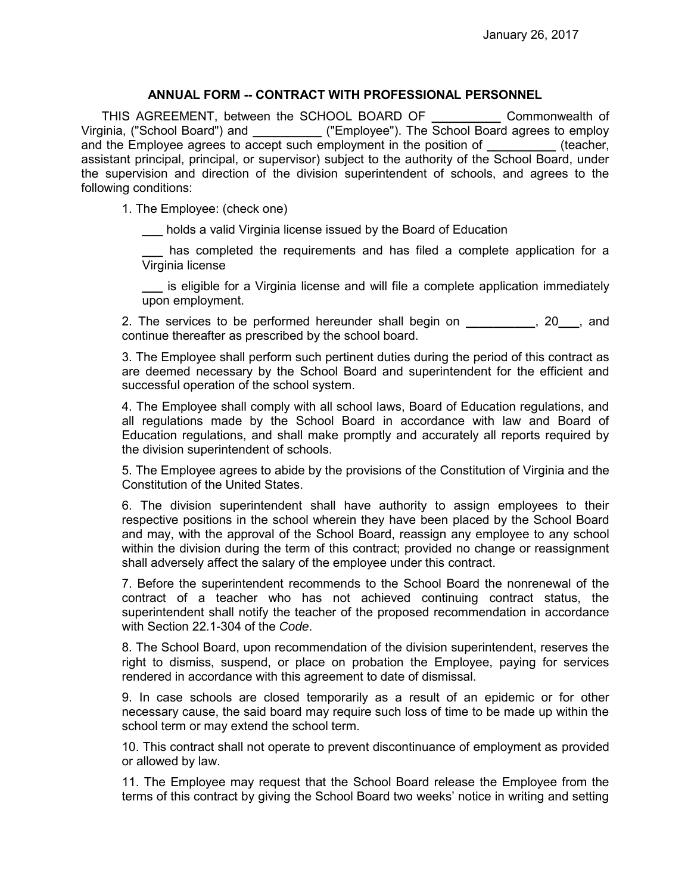January 26, 2017

## ANNUAL FORM -- CONTRACT WITH PROFESSIONAL PERSONNEL

THIS AGREEMENT, between the SCHOOL BOARD OF __________ Commonwealth of Virginia, ("School Board") and __________ ("Employee"). The School Board agrees to employ and the Employee agrees to accept such employment in the position of __________ (teacher, assistant principal, principal, or supervisor) subject to the authority of the School Board, under the supervision and direction of the division superintendent of schools, and agrees to the following conditions:

1. The Employee: (check one)

   ___ holds a valid Virginia license issued by the Board of Education

   ___ has completed the requirements and has filed a complete application for a Virginia license

   ___ is eligible for a Virginia license and will file a complete application immediately upon employment.

2. The services to be performed hereunder shall begin on __________, 20___, and continue thereafter as prescribed by the school board.

3. The Employee shall perform such pertinent duties during the period of this contract as are deemed necessary by the School Board and superintendent for the efficient and successful operation of the school system.

4. The Employee shall comply with all school laws, Board of Education regulations, and all regulations made by the School Board in accordance with law and Board of Education regulations, and shall make promptly and accurately all reports required by the division superintendent of schools.

5. The Employee agrees to abide by the provisions of the Constitution of Virginia and the Constitution of the United States.

6. The division superintendent shall have authority to assign employees to their respective positions in the school wherein they have been placed by the School Board and may, with the approval of the School Board, reassign any employee to any school within the division during the term of this contract; provided no change or reassignment shall adversely affect the salary of the employee under this contract.

7. Before the superintendent recommends to the School Board the nonrenewal of the contract of a teacher who has not achieved continuing contract status, the superintendent shall notify the teacher of the proposed recommendation in accordance with Section 22.1-304 of the *Code*.

8. The School Board, upon recommendation of the division superintendent, reserves the right to dismiss, suspend, or place on probation the Employee, paying for services rendered in accordance with this agreement to date of dismissal.

9. In case schools are closed temporarily as a result of an epidemic or for other necessary cause, the said board may require such loss of time to be made up within the school term or may extend the school term.

10. This contract shall not operate to prevent discontinuance of employment as provided or allowed by law.

11. The Employee may request that the School Board release the Employee from the terms of this contract by giving the School Board two weeks' notice in writing and setting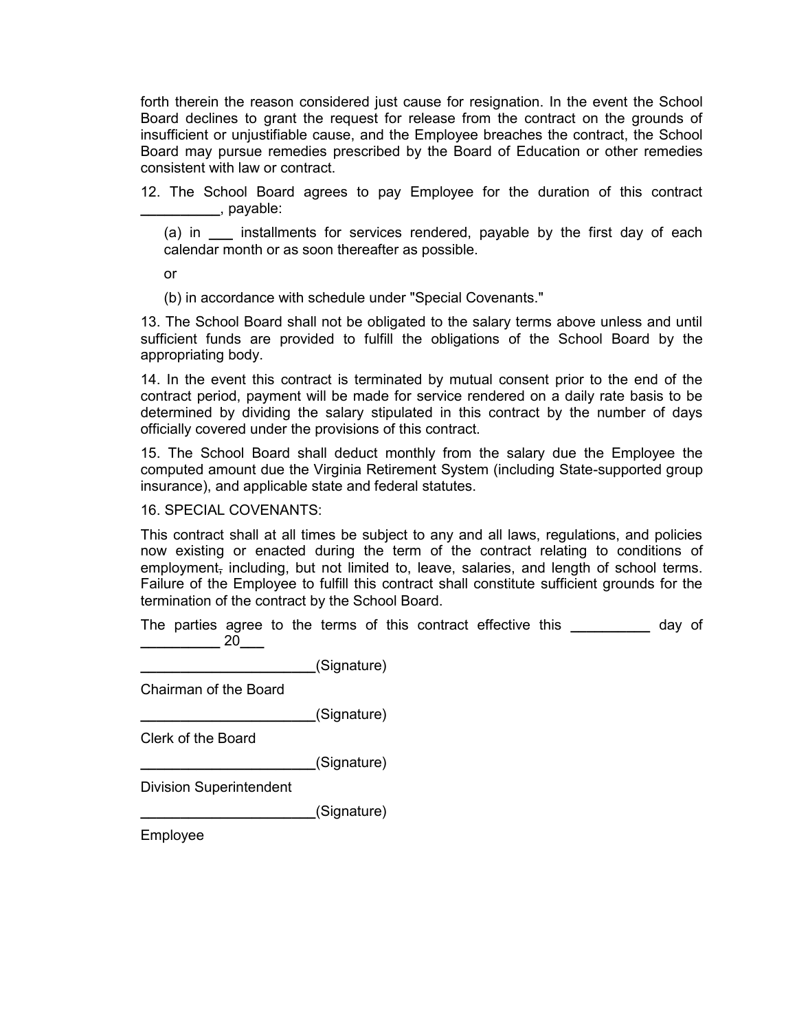forth therein the reason considered just cause for resignation. In the event the School Board declines to grant the request for release from the contract on the grounds of insufficient or unjustifiable cause, and the Employee breaches the contract, the School Board may pursue remedies prescribed by the Board of Education or other remedies consistent with law or contract.

12. The School Board agrees to pay Employee for the duration of this contract __________, payable:

(a) in ___ installments for services rendered, payable by the first day of each calendar month or as soon thereafter as possible.

or

(b) in accordance with schedule under "Special Covenants."

13. The School Board shall not be obligated to the salary terms above unless and until sufficient funds are provided to fulfill the obligations of the School Board by the appropriating body.

14. In the event this contract is terminated by mutual consent prior to the end of the contract period, payment will be made for service rendered on a daily rate basis to be determined by dividing the salary stipulated in this contract by the number of days officially covered under the provisions of this contract.

15. The School Board shall deduct monthly from the salary due the Employee the computed amount due the Virginia Retirement System (including State-supported group insurance), and applicable state and federal statutes.

16. SPECIAL COVENANTS:

This contract shall at all times be subject to any and all laws, regulations, and policies now existing or enacted during the term of the contract relating to conditions of employment~~,~~ including, but not limited to, leave, salaries, and length of school terms. Failure of the Employee to fulfill this contract shall constitute sufficient grounds for the termination of the contract by the School Board.

The parties agree to the terms of this contract effective this __________ day of __________ 20___

______________________(Signature)

Chairman of the Board

______________________(Signature)

Clerk of the Board

______________________(Signature)

Division Superintendent

______________________(Signature)

Employee